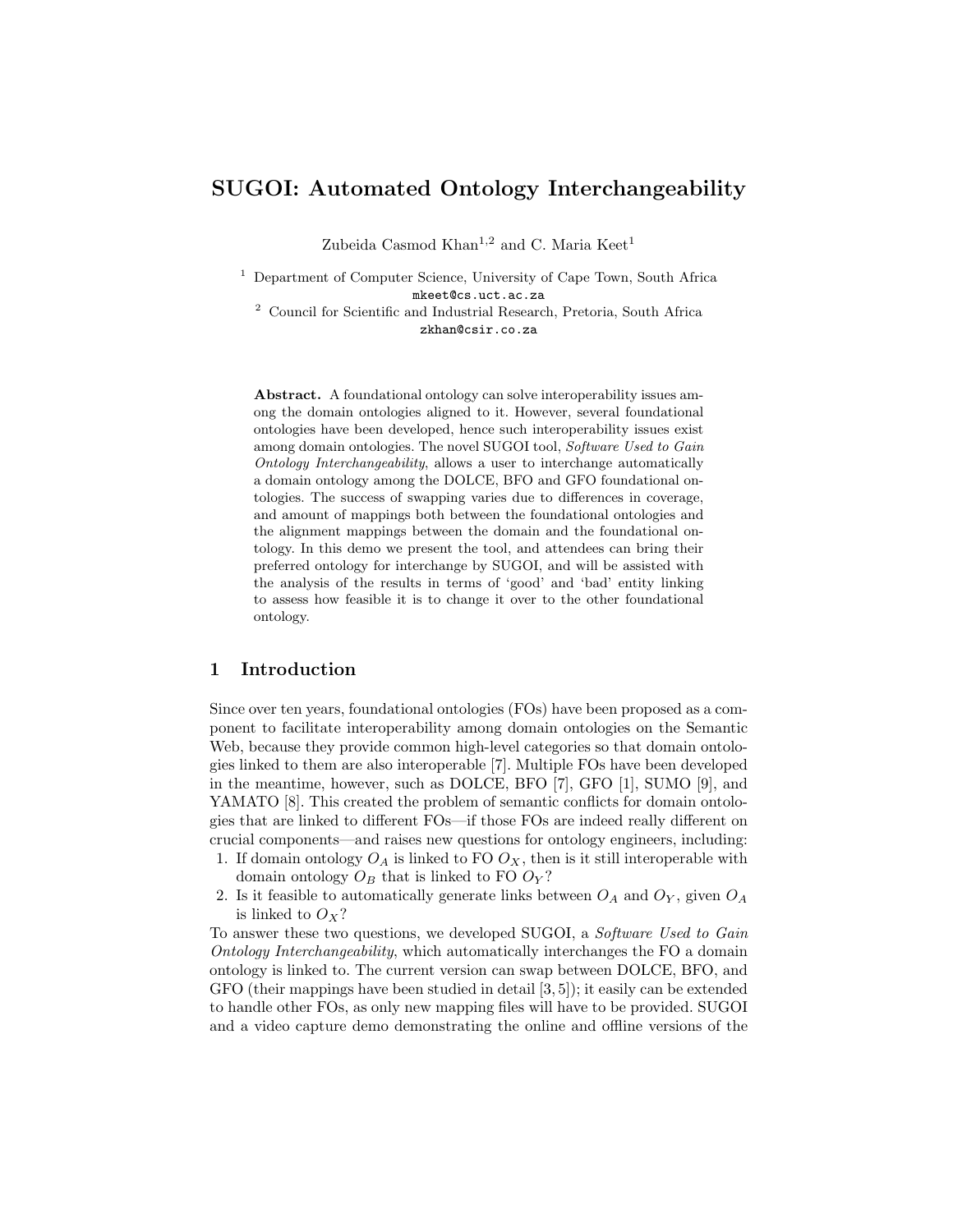# SUGOI: Automated Ontology Interchangeability

Zubeida Casmod Khan[1,2] and C. Maria Keet[1]

[1] Department of Computer Science, University of Cape Town, South Africa
mkeet@cs.uct.ac.za

[2] Council for Scientific and Industrial Research, Pretoria, South Africa
zkhan@csir.co.za

**Abstract.** A foundational ontology can solve interoperability issues among the domain ontologies aligned to it. However, several foundational ontologies have been developed, hence such interoperability issues exist among domain ontologies. The novel SUGOI tool, *Software Used to Gain Ontology Interchangeability*, allows a user to interchange automatically a domain ontology among the DOLCE, BFO and GFO foundational ontologies. The success of swapping varies due to differences in coverage, and amount of mappings both between the foundational ontologies and the alignment mappings between the domain and the foundational ontology. In this demo we present the tool, and attendees can bring their preferred ontology for interchange by SUGOI, and will be assisted with the analysis of the results in terms of 'good' and 'bad' entity linking to assess how feasible it is to change it over to the other foundational ontology.

## 1 Introduction

Since over ten years, foundational ontologies (FOs) have been proposed as a component to facilitate interoperability among domain ontologies on the Semantic Web, because they provide common high-level categories so that domain ontologies linked to them are also interoperable [7]. Multiple FOs have been developed in the meantime, however, such as DOLCE, BFO [7], GFO [1], SUMO [9], and YAMATO [8]. This created the problem of semantic conflicts for domain ontologies that are linked to different FOs—if those FOs are indeed really different on crucial components—and raises new questions for ontology engineers, including:

1. If domain ontology $O_A$ is linked to FO $O_X$, then is it still interoperable with domain ontology $O_B$ that is linked to FO $O_Y$?
2. Is it feasible to automatically generate links between $O_A$ and $O_Y$, given $O_A$ is linked to $O_X$?

To answer these two questions, we developed SUGOI, a *Software Used to Gain Ontology Interchangeability*, which automatically interchanges the FO a domain ontology is linked to. The current version can swap between DOLCE, BFO, and GFO (their mappings have been studied in detail [3, 5]); it easily can be extended to handle other FOs, as only new mapping files will have to be provided. SUGOI and a video capture demo demonstrating the online and offline versions of the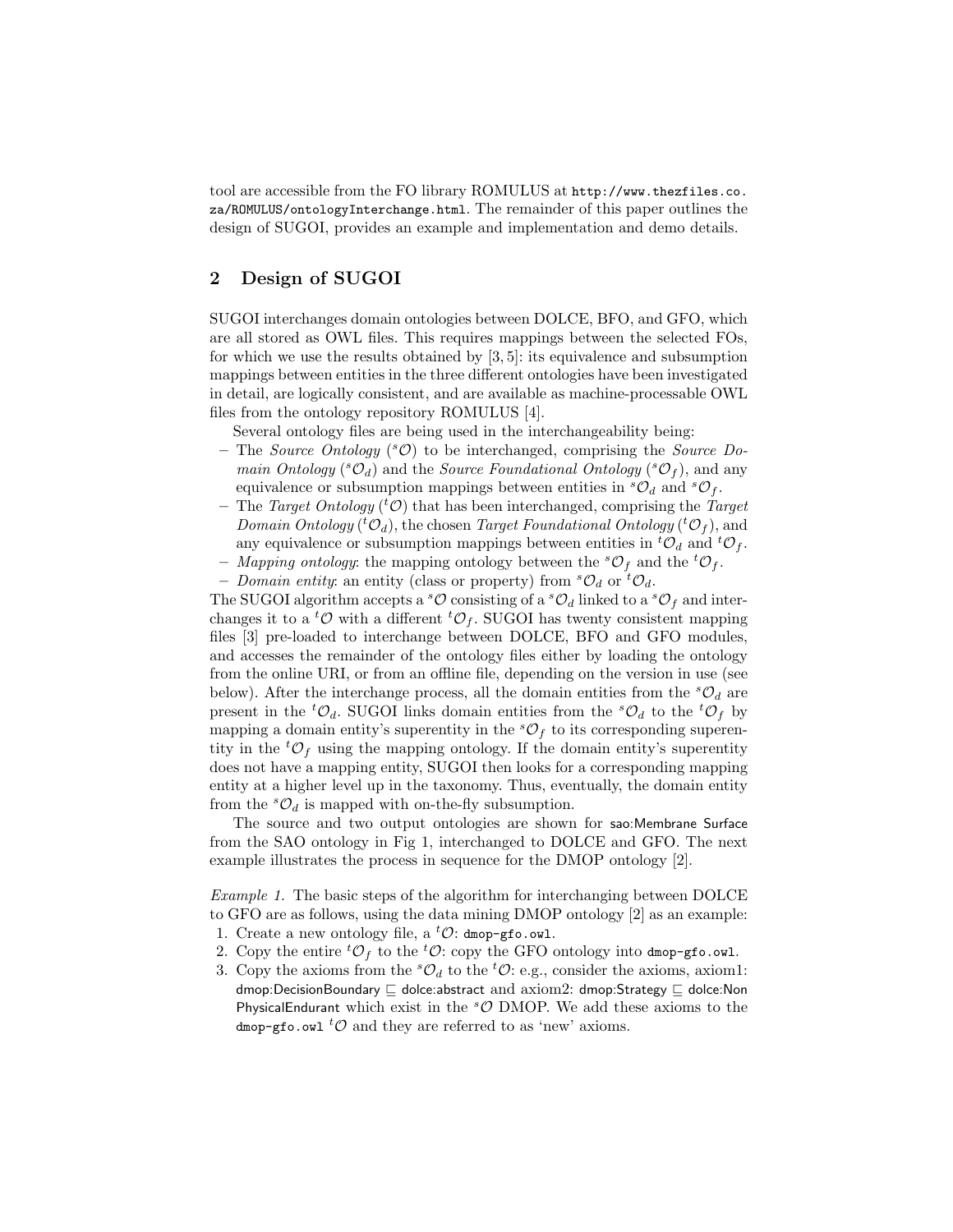tool are accessible from the FO library ROMULUS at `http://www.thezfiles.co.za/ROMULUS/ontologyInterchange.html`. The remainder of this paper outlines the design of SUGOI, provides an example and implementation and demo details.

## 2 Design of SUGOI

SUGOI interchanges domain ontologies between DOLCE, BFO, and GFO, which are all stored as OWL files. This requires mappings between the selected FOs, for which we use the results obtained by [3, 5]: its equivalence and subsumption mappings between entities in the three different ontologies have been investigated in detail, are logically consistent, and are available as machine-processable OWL files from the ontology repository ROMULUS [4].

Several ontology files are being used in the interchangeability being:

- The *Source Ontology* (${}^{s}\mathcal{O}$) to be interchanged, comprising the *Source Domain Ontology* (${}^{s}\mathcal{O}_d$) and the *Source Foundational Ontology* (${}^{s}\mathcal{O}_f$), and any equivalence or subsumption mappings between entities in ${}^{s}\mathcal{O}_d$ and ${}^{s}\mathcal{O}_f$.
- The *Target Ontology* (${}^{t}\mathcal{O}$) that has been interchanged, comprising the *Target Domain Ontology* (${}^{t}\mathcal{O}_d$), the chosen *Target Foundational Ontology* (${}^{t}\mathcal{O}_f$), and any equivalence or subsumption mappings between entities in ${}^{t}\mathcal{O}_d$ and ${}^{t}\mathcal{O}_f$.
- *Mapping ontology*: the mapping ontology between the ${}^{s}\mathcal{O}_f$ and the ${}^{t}\mathcal{O}_f$.
- *Domain entity*: an entity (class or property) from ${}^{s}\mathcal{O}_d$ or ${}^{t}\mathcal{O}_d$.

The SUGOI algorithm accepts a ${}^{s}\mathcal{O}$ consisting of a ${}^{s}\mathcal{O}_d$ linked to a ${}^{s}\mathcal{O}_f$ and interchanges it to a ${}^{t}\mathcal{O}$ with a different ${}^{t}\mathcal{O}_f$. SUGOI has twenty consistent mapping files [3] pre-loaded to interchange between DOLCE, BFO and GFO modules, and accesses the remainder of the ontology files either by loading the ontology from the online URI, or from an offline file, depending on the version in use (see below). After the interchange process, all the domain entities from the ${}^{s}\mathcal{O}_d$ are present in the ${}^{t}\mathcal{O}_d$. SUGOI links domain entities from the ${}^{s}\mathcal{O}_d$ to the ${}^{t}\mathcal{O}_f$ by mapping a domain entity's superentity in the ${}^{s}\mathcal{O}_f$ to its corresponding superentity in the ${}^{t}\mathcal{O}_f$ using the mapping ontology. If the domain entity's superentity does not have a mapping entity, SUGOI then looks for a corresponding mapping entity at a higher level up in the taxonomy. Thus, eventually, the domain entity from the ${}^{s}\mathcal{O}_d$ is mapped with on-the-fly subsumption.

The source and two output ontologies are shown for sao:Membrane Surface from the SAO ontology in Fig 1, interchanged to DOLCE and GFO. The next example illustrates the process in sequence for the DMOP ontology [2].

*Example 1.* The basic steps of the algorithm for interchanging between DOLCE to GFO are as follows, using the data mining DMOP ontology [2] as an example:

1. Create a new ontology file, a ${}^{t}\mathcal{O}$: `dmop-gfo.owl`.
2. Copy the entire ${}^{t}\mathcal{O}_f$ to the ${}^{t}\mathcal{O}$: copy the GFO ontology into `dmop-gfo.owl`.
3. Copy the axioms from the ${}^{s}\mathcal{O}_d$ to the ${}^{t}\mathcal{O}$: e.g., consider the axioms, axiom1: dmop:DecisionBoundary $\sqsubseteq$ dolce:abstract and axiom2: dmop:Strategy $\sqsubseteq$ dolce:Non PhysicalEndurant which exist in the ${}^{s}\mathcal{O}$ DMOP. We add these axioms to the `dmop-gfo.owl` ${}^{t}\mathcal{O}$ and they are referred to as 'new' axioms.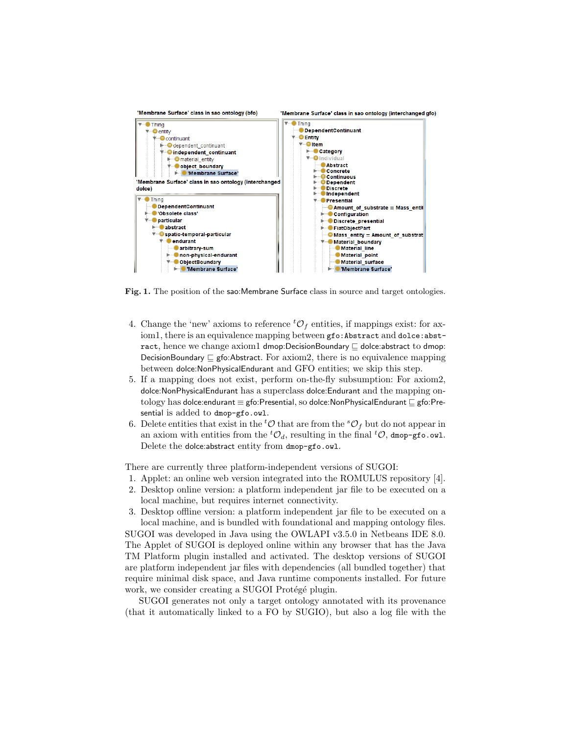**Fig. 1.** The position of the sao:Membrane Surface class in source and target ontologies.

4. Change the 'new' axioms to reference ${}^{t}\mathcal{O}_f$ entities, if mappings exist: for axiom1, there is an equivalence mapping between `gfo:Abstract` and `dolce:abstract`, hence we change axiom1 dmop:DecisionBoundary $\sqsubseteq$ dolce:abstract to dmop:DecisionBoundary $\sqsubseteq$ gfo:Abstract. For axiom2, there is no equivalence mapping between dolce:NonPhysicalEndurant and GFO entities; we skip this step.
5. If a mapping does not exist, perform on-the-fly subsumption: For axiom2, dolce:NonPhysicalEndurant has a superclass dolce:Endurant and the mapping ontology has dolce:endurant $\equiv$ gfo:Presential, so dolce:NonPhysicalEndurant $\sqsubseteq$ gfo:Presential is added to `dmop-gfo.owl`.
6. Delete entities that exist in the ${}^{t}\mathcal{O}$ that are from the ${}^{s}\mathcal{O}_f$ but do not appear in an axiom with entities from the ${}^{t}\mathcal{O}_d$, resulting in the final ${}^{t}\mathcal{O}$, `dmop-gfo.owl`. Delete the dolce:abstract entity from `dmop-gfo.owl`.

There are currently three platform-independent versions of SUGOI:

1. Applet: an online web version integrated into the ROMULUS repository [4].
2. Desktop online version: a platform independent jar file to be executed on a local machine, but requires internet connectivity.
3. Desktop offline version: a platform independent jar file to be executed on a local machine, and is bundled with foundational and mapping ontology files.

SUGOI was developed in Java using the OWLAPI v3.5.0 in Netbeans IDE 8.0. The Applet of SUGOI is deployed online within any browser that has the Java TM Platform plugin installed and activated. The desktop versions of SUGOI are platform independent jar files with dependencies (all bundled together) that require minimal disk space, and Java runtime components installed. For future work, we consider creating a SUGOI Protégé plugin.

SUGOI generates not only a target ontology annotated with its provenance (that it automatically linked to a FO by SUGIO), but also a log file with the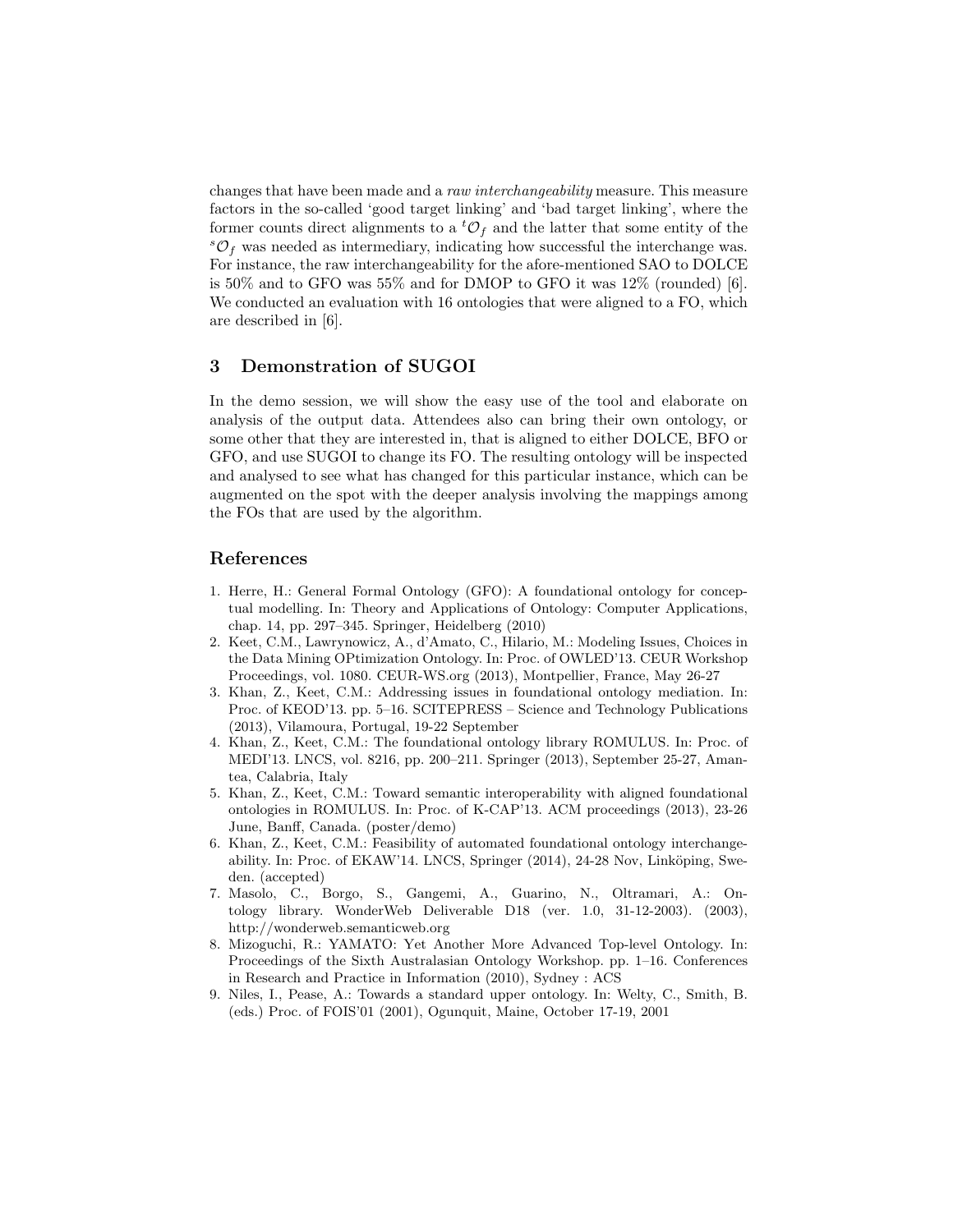changes that have been made and a *raw interchangeability* measure. This measure factors in the so-called 'good target linking' and 'bad target linking', where the former counts direct alignments to a ${}^{t}\mathcal{O}_f$ and the latter that some entity of the ${}^{s}\mathcal{O}_f$ was needed as intermediary, indicating how successful the interchange was. For instance, the raw interchangeability for the afore-mentioned SAO to DOLCE is 50% and to GFO was 55% and for DMOP to GFO it was 12% (rounded) [6]. We conducted an evaluation with 16 ontologies that were aligned to a FO, which are described in [6].

## 3 Demonstration of SUGOI

In the demo session, we will show the easy use of the tool and elaborate on analysis of the output data. Attendees also can bring their own ontology, or some other that they are interested in, that is aligned to either DOLCE, BFO or GFO, and use SUGOI to change its FO. The resulting ontology will be inspected and analysed to see what has changed for this particular instance, which can be augmented on the spot with the deeper analysis involving the mappings among the FOs that are used by the algorithm.

## References

1. Herre, H.: General Formal Ontology (GFO): A foundational ontology for conceptual modelling. In: Theory and Applications of Ontology: Computer Applications, chap. 14, pp. 297–345. Springer, Heidelberg (2010)
2. Keet, C.M., Lawrynowicz, A., d'Amato, C., Hilario, M.: Modeling Issues, Choices in the Data Mining OPtimization Ontology. In: Proc. of OWLED'13. CEUR Workshop Proceedings, vol. 1080. CEUR-WS.org (2013), Montpellier, France, May 26-27
3. Khan, Z., Keet, C.M.: Addressing issues in foundational ontology mediation. In: Proc. of KEOD'13. pp. 5–16. SCITEPRESS – Science and Technology Publications (2013), Vilamoura, Portugal, 19-22 September
4. Khan, Z., Keet, C.M.: The foundational ontology library ROMULUS. In: Proc. of MEDI'13. LNCS, vol. 8216, pp. 200–211. Springer (2013), September 25-27, Amantea, Calabria, Italy
5. Khan, Z., Keet, C.M.: Toward semantic interoperability with aligned foundational ontologies in ROMULUS. In: Proc. of K-CAP'13. ACM proceedings (2013), 23-26 June, Banff, Canada. (poster/demo)
6. Khan, Z., Keet, C.M.: Feasibility of automated foundational ontology interchangeability. In: Proc. of EKAW'14. LNCS, Springer (2014), 24-28 Nov, Linköping, Sweden. (accepted)
7. Masolo, C., Borgo, S., Gangemi, A., Guarino, N., Oltramari, A.: Ontology library. WonderWeb Deliverable D18 (ver. 1.0, 31-12-2003). (2003), http://wonderweb.semanticweb.org
8. Mizoguchi, R.: YAMATO: Yet Another More Advanced Top-level Ontology. In: Proceedings of the Sixth Australasian Ontology Workshop. pp. 1–16. Conferences in Research and Practice in Information (2010), Sydney : ACS
9. Niles, I., Pease, A.: Towards a standard upper ontology. In: Welty, C., Smith, B. (eds.) Proc. of FOIS'01 (2001), Ogunquit, Maine, October 17-19, 2001